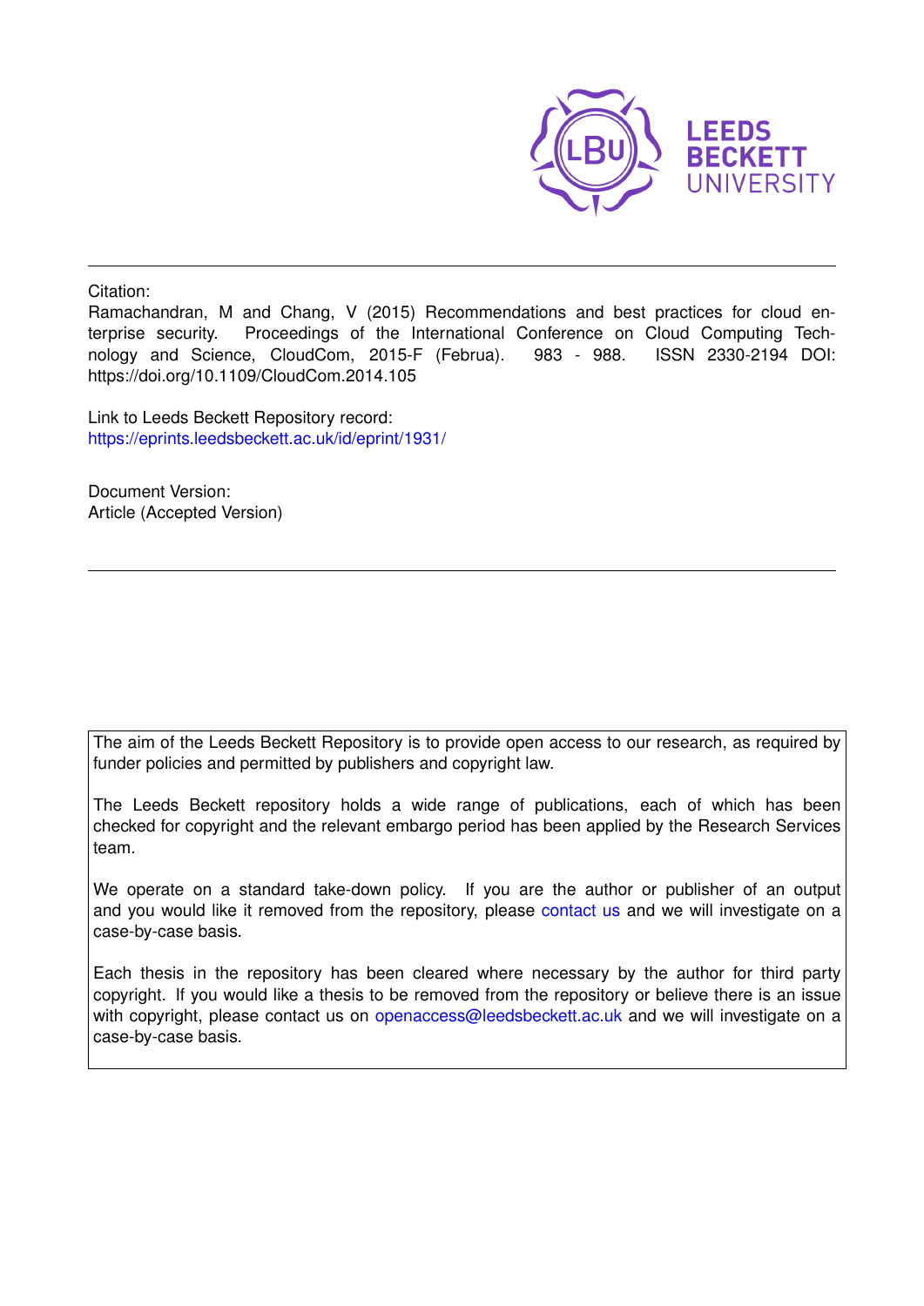Citation:
Ramachandran, M and Chang, V (2015) Recommendations and best practices for cloud enterprise security. Proceedings of the International Conference on Cloud Computing Technology and Science, CloudCom, 2015-F (Februa). 983 - 988. ISSN 2330-2194 DOI: https://doi.org/10.1109/CloudCom.2014.105

Link to Leeds Beckett Repository record:
https://eprints.leedsbeckett.ac.uk/id/eprint/1931/

Document Version:
Article (Accepted Version)

The aim of the Leeds Beckett Repository is to provide open access to our research, as required by funder policies and permitted by publishers and copyright law.

The Leeds Beckett repository holds a wide range of publications, each of which has been checked for copyright and the relevant embargo period has been applied by the Research Services team.

We operate on a standard take-down policy. If you are the author or publisher of an output and you would like it removed from the repository, please contact us and we will investigate on a case-by-case basis.

Each thesis in the repository has been cleared where necessary by the author for third party copyright. If you would like a thesis to be removed from the repository or believe there is an issue with copyright, please contact us on openaccess@leedsbeckett.ac.uk and we will investigate on a case-by-case basis.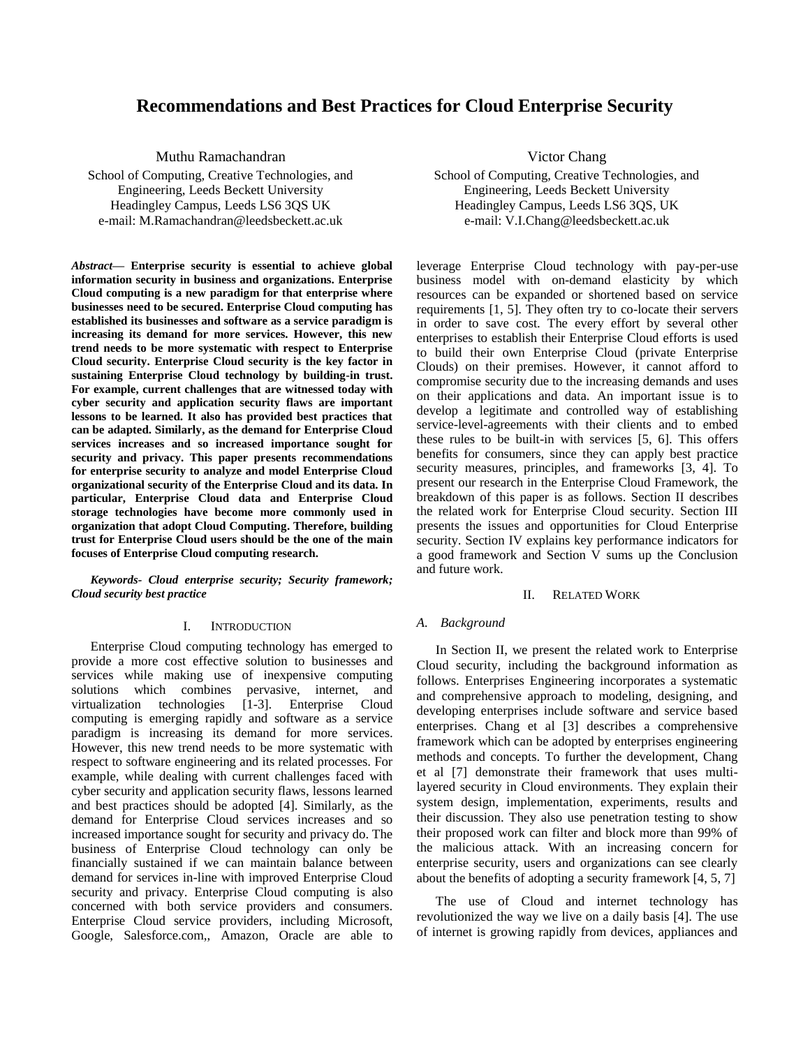# Recommendations and Best Practices for Cloud Enterprise Security

Muthu Ramachandran

School of Computing, Creative Technologies, and Engineering, Leeds Beckett University
Headingley Campus, Leeds LS6 3QS UK
e-mail: M.Ramachandran@leedsbeckett.ac.uk

Victor Chang

School of Computing, Creative Technologies, and Engineering, Leeds Beckett University
Headingley Campus, Leeds LS6 3QS, UK
e-mail: V.I.Chang@leedsbeckett.ac.uk

***Abstract*— Enterprise security is essential to achieve global information security in business and organizations. Enterprise Cloud computing is a new paradigm for that enterprise where businesses need to be secured. Enterprise Cloud computing has established its businesses and software as a service paradigm is increasing its demand for more services. However, this new trend needs to be more systematic with respect to Enterprise Cloud security. Enterprise Cloud security is the key factor in sustaining Enterprise Cloud technology by building-in trust. For example, current challenges that are witnessed today with cyber security and application security flaws are important lessons to be learned. It also has provided best practices that can be adapted. Similarly, as the demand for Enterprise Cloud services increases and so increased importance sought for security and privacy. This paper presents recommendations for enterprise security to analyze and model Enterprise Cloud organizational security of the Enterprise Cloud and its data. In particular, Enterprise Cloud data and Enterprise Cloud storage technologies have become more commonly used in organization that adopt Cloud Computing. Therefore, building trust for Enterprise Cloud users should be the one of the main focuses of Enterprise Cloud computing research.**

***Keywords- Cloud enterprise security; Security framework; Cloud security best practice***

## I. Introduction

Enterprise Cloud computing technology has emerged to provide a more cost effective solution to businesses and services while making use of inexpensive computing solutions which combines pervasive, internet, and virtualization technologies [1-3]. Enterprise Cloud computing is emerging rapidly and software as a service paradigm is increasing its demand for more services. However, this new trend needs to be more systematic with respect to software engineering and its related processes. For example, while dealing with current challenges faced with cyber security and application security flaws, lessons learned and best practices should be adopted [4]. Similarly, as the demand for Enterprise Cloud services increases and so increased importance sought for security and privacy do. The business of Enterprise Cloud technology can only be financially sustained if we can maintain balance between demand for services in-line with improved Enterprise Cloud security and privacy. Enterprise Cloud computing is also concerned with both service providers and consumers. Enterprise Cloud service providers, including Microsoft, Google, Salesforce.com,, Amazon, Oracle are able to leverage Enterprise Cloud technology with pay-per-use business model with on-demand elasticity by which resources can be expanded or shortened based on service requirements [1, 5]. They often try to co-locate their servers in order to save cost. The every effort by several other enterprises to establish their Enterprise Cloud efforts is used to build their own Enterprise Cloud (private Enterprise Clouds) on their premises. However, it cannot afford to compromise security due to the increasing demands and uses on their applications and data. An important issue is to develop a legitimate and controlled way of establishing service-level-agreements with their clients and to embed these rules to be built-in with services [5, 6]. This offers benefits for consumers, since they can apply best practice security measures, principles, and frameworks [3, 4]. To present our research in the Enterprise Cloud Framework, the breakdown of this paper is as follows. Section II describes the related work for Enterprise Cloud security. Section III presents the issues and opportunities for Cloud Enterprise security. Section IV explains key performance indicators for a good framework and Section V sums up the Conclusion and future work.

## II. Related Work

### A. Background

In Section II, we present the related work to Enterprise Cloud security, including the background information as follows. Enterprises Engineering incorporates a systematic and comprehensive approach to modeling, designing, and developing enterprises include software and service based enterprises. Chang et al [3] describes a comprehensive framework which can be adopted by enterprises engineering methods and concepts. To further the development, Chang et al [7] demonstrate their framework that uses multi-layered security in Cloud environments. They explain their system design, implementation, experiments, results and their discussion. They also use penetration testing to show their proposed work can filter and block more than 99% of the malicious attack. With an increasing concern for enterprise security, users and organizations can see clearly about the benefits of adopting a security framework [4, 5, 7]

The use of Cloud and internet technology has revolutionized the way we live on a daily basis [4]. The use of internet is growing rapidly from devices, appliances and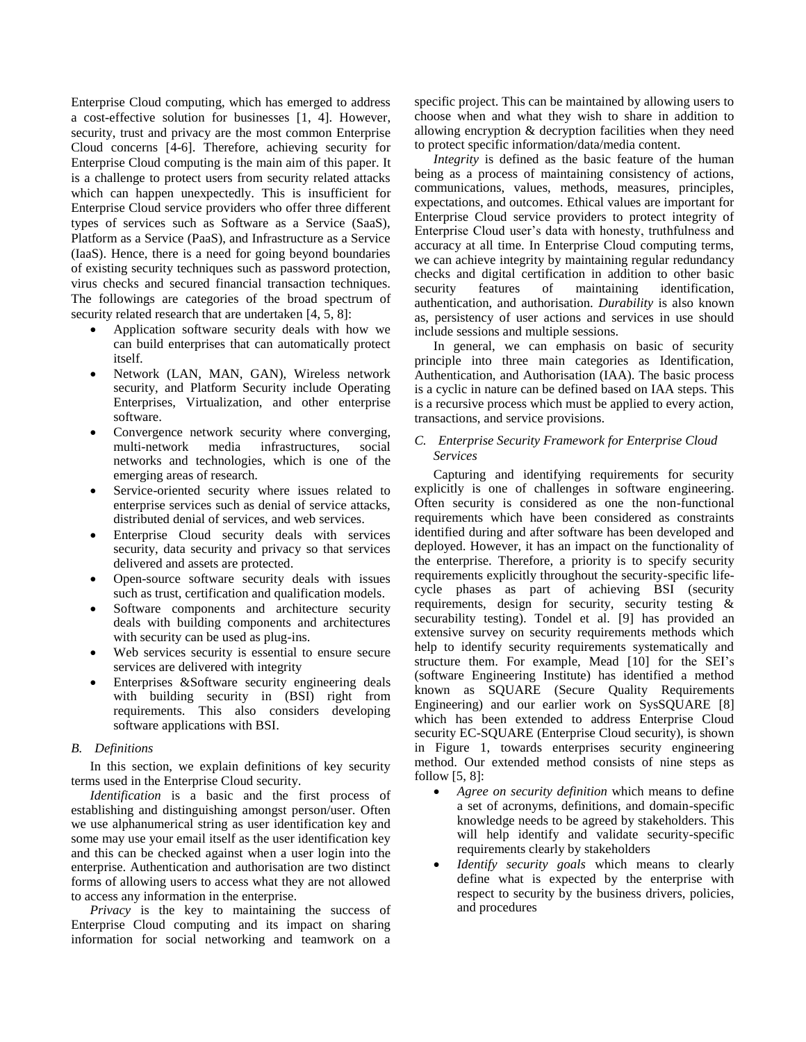Enterprise Cloud computing, which has emerged to address a cost-effective solution for businesses [1, 4]. However, security, trust and privacy are the most common Enterprise Cloud concerns [4-6]. Therefore, achieving security for Enterprise Cloud computing is the main aim of this paper. It is a challenge to protect users from security related attacks which can happen unexpectedly. This is insufficient for Enterprise Cloud service providers who offer three different types of services such as Software as a Service (SaaS), Platform as a Service (PaaS), and Infrastructure as a Service (IaaS). Hence, there is a need for going beyond boundaries of existing security techniques such as password protection, virus checks and secured financial transaction techniques. The followings are categories of the broad spectrum of security related research that are undertaken [4, 5, 8]:

- Application software security deals with how we can build enterprises that can automatically protect itself.
- Network (LAN, MAN, GAN), Wireless network security, and Platform Security include Operating Enterprises, Virtualization, and other enterprise software.
- Convergence network security where converging, multi-network media infrastructures, social networks and technologies, which is one of the emerging areas of research.
- Service-oriented security where issues related to enterprise services such as denial of service attacks, distributed denial of services, and web services.
- Enterprise Cloud security deals with services security, data security and privacy so that services delivered and assets are protected.
- Open-source software security deals with issues such as trust, certification and qualification models.
- Software components and architecture security deals with building components and architectures with security can be used as plug-ins.
- Web services security is essential to ensure secure services are delivered with integrity
- Enterprises &Software security engineering deals with building security in (BSI) right from requirements. This also considers developing software applications with BSI.

### B. Definitions

In this section, we explain definitions of key security terms used in the Enterprise Cloud security.

*Identification* is a basic and the first process of establishing and distinguishing amongst person/user. Often we use alphanumerical string as user identification key and some may use your email itself as the user identification key and this can be checked against when a user login into the enterprise. Authentication and authorisation are two distinct forms of allowing users to access what they are not allowed to access any information in the enterprise.

*Privacy* is the key to maintaining the success of Enterprise Cloud computing and its impact on sharing information for social networking and teamwork on a specific project. This can be maintained by allowing users to choose when and what they wish to share in addition to allowing encryption & decryption facilities when they need to protect specific information/data/media content.

*Integrity* is defined as the basic feature of the human being as a process of maintaining consistency of actions, communications, values, methods, measures, principles, expectations, and outcomes. Ethical values are important for Enterprise Cloud service providers to protect integrity of Enterprise Cloud user's data with honesty, truthfulness and accuracy at all time. In Enterprise Cloud computing terms, we can achieve integrity by maintaining regular redundancy checks and digital certification in addition to other basic security features of maintaining identification, authentication, and authorisation. *Durability* is also known as, persistency of user actions and services in use should include sessions and multiple sessions.

In general, we can emphasis on basic of security principle into three main categories as Identification, Authentication, and Authorisation (IAA). The basic process is a cyclic in nature can be defined based on IAA steps. This is a recursive process which must be applied to every action, transactions, and service provisions.

### C. Enterprise Security Framework for Enterprise Cloud Services

Capturing and identifying requirements for security explicitly is one of challenges in software engineering. Often security is considered as one the non-functional requirements which have been considered as constraints identified during and after software has been developed and deployed. However, it has an impact on the functionality of the enterprise. Therefore, a priority is to specify security requirements explicitly throughout the security-specific life-cycle phases as part of achieving BSI (security requirements, design for security, security testing & securability testing). Tondel et al. [9] has provided an extensive survey on security requirements methods which help to identify security requirements systematically and structure them. For example, Mead [10] for the SEI's (software Engineering Institute) has identified a method known as SQUARE (Secure Quality Requirements Engineering) and our earlier work on SysSQUARE [8] which has been extended to address Enterprise Cloud security EC-SQUARE (Enterprise Cloud security), is shown in Figure 1, towards enterprises security engineering method. Our extended method consists of nine steps as follow [5, 8]:

- *Agree on security definition* which means to define a set of acronyms, definitions, and domain-specific knowledge needs to be agreed by stakeholders. This will help identify and validate security-specific requirements clearly by stakeholders
- *Identify security goals* which means to clearly define what is expected by the enterprise with respect to security by the business drivers, policies, and procedures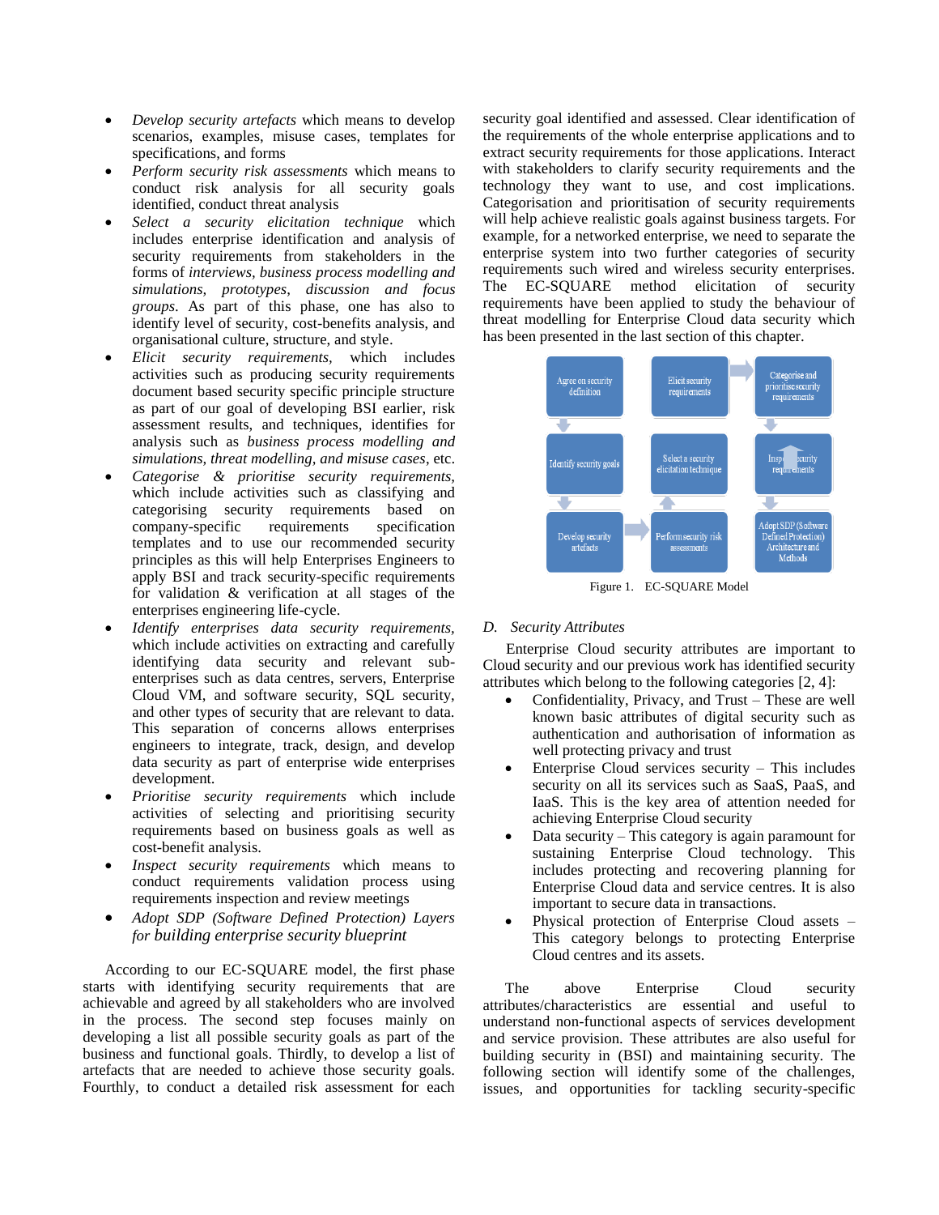- *Develop security artefacts* which means to develop scenarios, examples, misuse cases, templates for specifications, and forms
- *Perform security risk assessments* which means to conduct risk analysis for all security goals identified, conduct threat analysis
- *Select a security elicitation technique* which includes enterprise identification and analysis of security requirements from stakeholders in the forms of *interviews, business process modelling and simulations, prototypes, discussion and focus groups*. As part of this phase, one has also to identify level of security, cost-benefits analysis, and organisational culture, structure, and style.
- *Elicit security requirements,* which includes activities such as producing security requirements document based security specific principle structure as part of our goal of developing BSI earlier, risk assessment results, and techniques, identifies for analysis such as *business process modelling and simulations, threat modelling, and misuse cases*, etc.
- *Categorise & prioritise security requirements,* which include activities such as classifying and categorising security requirements based on company-specific requirements specification templates and to use our recommended security principles as this will help Enterprises Engineers to apply BSI and track security-specific requirements for validation & verification at all stages of the enterprises engineering life-cycle.
- *Identify enterprises data security requirements,* which include activities on extracting and carefully identifying data security and relevant sub-enterprises such as data centres, servers, Enterprise Cloud VM, and software security, SQL security, and other types of security that are relevant to data. This separation of concerns allows enterprises engineers to integrate, track, design, and develop data security as part of enterprise wide enterprises development.
- *Prioritise security requirements* which include activities of selecting and prioritising security requirements based on business goals as well as cost-benefit analysis.
- *Inspect security requirements* which means to conduct requirements validation process using requirements inspection and review meetings
- *Adopt SDP (Software Defined Protection) Layers for building enterprise security blueprint*

According to our EC-SQUARE model, the first phase starts with identifying security requirements that are achievable and agreed by all stakeholders who are involved in the process. The second step focuses mainly on developing a list all possible security goals as part of the business and functional goals. Thirdly, to develop a list of artefacts that are needed to achieve those security goals. Fourthly, to conduct a detailed risk assessment for each security goal identified and assessed. Clear identification of the requirements of the whole enterprise applications and to extract security requirements for those applications. Interact with stakeholders to clarify security requirements and the technology they want to use, and cost implications. Categorisation and prioritisation of security requirements will help achieve realistic goals against business targets. For example, for a networked enterprise, we need to separate the enterprise system into two further categories of security requirements such wired and wireless security enterprises. The EC-SQUARE method elicitation of security requirements have been applied to study the behaviour of threat modelling for Enterprise Cloud data security which has been presented in the last section of this chapter.

Agree on security definition

Elicit security requirements

Categorise and prioritise security requirements

Identify security goals

Select a security elicitation technique

Inspect security requirements

Develop security artefacts

Perform security risk assessments

Adopt SDP (Software Defined Protection) Architecture and Methods

Figure 1. EC-SQUARE Model

### *D. Security Attributes*

Enterprise Cloud security attributes are important to Cloud security and our previous work has identified security attributes which belong to the following categories [2, 4]:

- Confidentiality, Privacy, and Trust – These are well known basic attributes of digital security such as authentication and authorisation of information as well protecting privacy and trust
- Enterprise Cloud services security – This includes security on all its services such as SaaS, PaaS, and IaaS. This is the key area of attention needed for achieving Enterprise Cloud security
- Data security – This category is again paramount for sustaining Enterprise Cloud technology. This includes protecting and recovering planning for Enterprise Cloud data and service centres. It is also important to secure data in transactions.
- Physical protection of Enterprise Cloud assets – This category belongs to protecting Enterprise Cloud centres and its assets.

The above Enterprise Cloud security attributes/characteristics are essential and useful to understand non-functional aspects of services development and service provision. These attributes are also useful for building security in (BSI) and maintaining security. The following section will identify some of the challenges, issues, and opportunities for tackling security-specific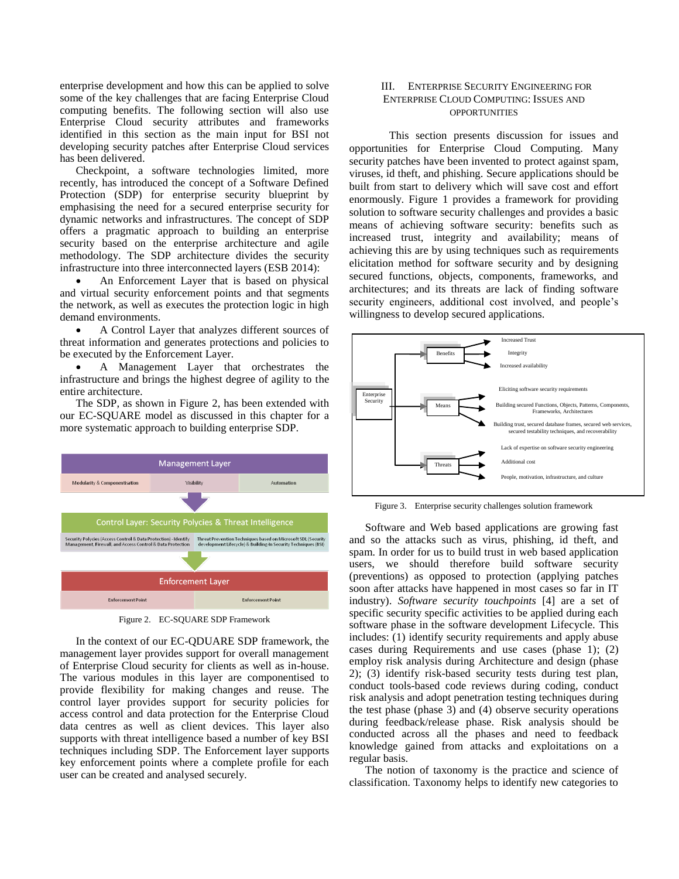enterprise development and how this can be applied to solve some of the key challenges that are facing Enterprise Cloud computing benefits. The following section will also use Enterprise Cloud security attributes and frameworks identified in this section as the main input for BSI not developing security patches after Enterprise Cloud services has been delivered.

Checkpoint, a software technologies limited, more recently, has introduced the concept of a Software Defined Protection (SDP) for enterprise security blueprint by emphasising the need for a secured enterprise security for dynamic networks and infrastructures. The concept of SDP offers a pragmatic approach to building an enterprise security based on the enterprise architecture and agile methodology. The SDP architecture divides the security infrastructure into three interconnected layers (ESB 2014):

- An Enforcement Layer that is based on physical and virtual security enforcement points and that segments the network, as well as executes the protection logic in high demand environments.
- A Control Layer that analyzes different sources of threat information and generates protections and policies to be executed by the Enforcement Layer.
- A Management Layer that orchestrates the infrastructure and brings the highest degree of agility to the entire architecture.

The SDP, as shown in Figure 2, has been extended with our EC-SQUARE model as discussed in this chapter for a more systematic approach to building enterprise SDP.

Management Layer
Modularity & Componentisation | Visibility | Automation

Control Layer: Security Polycies & Threat Intelligence
Security Polycies (Access Control & Data Protection) - Identify Management, Firewall, and Access Control & Data Protection | Threat Prevention Techniques based on Microsoft SDL (Security development Lifecycle) & Building-In Security Techniques (BSI)

Enforcement Layer
Enforcement Point | Enforcement Point

Figure 2. EC-SQUARE SDP Framework

In the context of our EC-QDUARE SDP framework, the management layer provides support for overall management of Enterprise Cloud security for clients as well as in-house. The various modules in this layer are componentised to provide flexibility for making changes and reuse. The control layer provides support for security policies for access control and data protection for the Enterprise Cloud data centres as well as client devices. This layer also supports with threat intelligence based a number of key BSI techniques including SDP. The Enforcement layer supports key enforcement points where a complete profile for each user can be created and analysed securely.

## III. Enterprise Security Engineering for Enterprise Cloud Computing: Issues and Opportunities

This section presents discussion for issues and opportunities for Enterprise Cloud Computing. Many security patches have been invented to protect against spam, viruses, id theft, and phishing. Secure applications should be built from start to delivery which will save cost and effort enormously. Figure 1 provides a framework for providing solution to software security challenges and provides a basic means of achieving software security: benefits such as increased trust, integrity and availability; means of achieving this are by using techniques such as requirements elicitation method for software security and by designing secured functions, objects, components, frameworks, and architectures; and its threats are lack of finding software security engineers, additional cost involved, and people's willingness to develop secured applications.

Enterprise Security
- Benefits: Increased Trust; Integrity; Increased availability
- Means: Eliciting software security requirements; Building secured Functions, Objects, Patterns, Components, Frameworks, Architectures; Building trust, secured database frames, secured web services, secured testability techniques, and recoverability
- Threats: Lack of expertise on software security engineering; Additional cost; People, motivation, infrastructure, and culture

Figure 3. Enterprise security challenges solution framework

Software and Web based applications are growing fast and so the attacks such as virus, phishing, id theft, and spam. In order for us to build trust in web based application users, we should therefore build software security (preventions) as opposed to protection (applying patches soon after attacks have happened in most cases so far in IT industry). *Software security touchpoints* [4] are a set of specific security specific activities to be applied during each software phase in the software development Lifecycle. This includes: (1) identify security requirements and apply abuse cases during Requirements and use cases (phase 1); (2) employ risk analysis during Architecture and design (phase 2); (3) identify risk-based security tests during test plan, conduct tools-based code reviews during coding, conduct risk analysis and adopt penetration testing techniques during the test phase (phase 3) and (4) observe security operations during feedback/release phase. Risk analysis should be conducted across all the phases and need to feedback knowledge gained from attacks and exploitations on a regular basis.

The notion of taxonomy is the practice and science of classification. Taxonomy helps to identify new categories to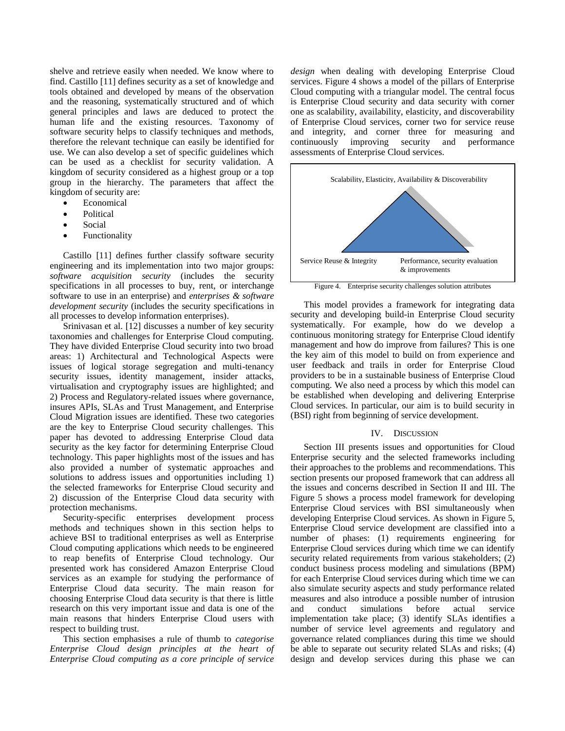shelve and retrieve easily when needed. We know where to find. Castillo [11] defines security as a set of knowledge and tools obtained and developed by means of the observation and the reasoning, systematically structured and of which general principles and laws are deduced to protect the human life and the existing resources. Taxonomy of software security helps to classify techniques and methods, therefore the relevant technique can easily be identified for use. We can also develop a set of specific guidelines which can be used as a checklist for security validation. A kingdom of security considered as a highest group or a top group in the hierarchy. The parameters that affect the kingdom of security are:

- Economical
- Political
- Social
- Functionality

Castillo [11] defines further classify software security engineering and its implementation into two major groups: *software acquisition security* (includes the security specifications in all processes to buy, rent, or interchange software to use in an enterprise) and *enterprises & software development security* (includes the security specifications in all processes to develop information enterprises).

Srinivasan et al. [12] discusses a number of key security taxonomies and challenges for Enterprise Cloud computing. They have divided Enterprise Cloud security into two broad areas: 1) Architectural and Technological Aspects were issues of logical storage segregation and multi-tenancy security issues, identity management, insider attacks, virtualisation and cryptography issues are highlighted; and 2) Process and Regulatory-related issues where governance, insures APIs, SLAs and Trust Management, and Enterprise Cloud Migration issues are identified. These two categories are the key to Enterprise Cloud security challenges. This paper has devoted to addressing Enterprise Cloud data security as the key factor for determining Enterprise Cloud technology. This paper highlights most of the issues and has also provided a number of systematic approaches and solutions to address issues and opportunities including 1) the selected frameworks for Enterprise Cloud security and 2) discussion of the Enterprise Cloud data security with protection mechanisms.

Security-specific enterprises development process methods and techniques shown in this section helps to achieve BSI to traditional enterprises as well as Enterprise Cloud computing applications which needs to be engineered to reap benefits of Enterprise Cloud technology. Our presented work has considered Amazon Enterprise Cloud services as an example for studying the performance of Enterprise Cloud data security. The main reason for choosing Enterprise Cloud data security is that there is little research on this very important issue and data is one of the main reasons that hinders Enterprise Cloud users with respect to building trust.

This section emphasises a rule of thumb to *categorise Enterprise Cloud design principles at the heart of Enterprise Cloud computing as a core principle of service design* when dealing with developing Enterprise Cloud services. Figure 4 shows a model of the pillars of Enterprise Cloud computing with a triangular model. The central focus is Enterprise Cloud security and data security with corner one as scalability, availability, elasticity, and discoverability of Enterprise Cloud services, corner two for service reuse and integrity, and corner three for measuring and continuously improving security and performance assessments of Enterprise Cloud services.

Scalability, Elasticity, Availability & Discoverability

Service Reuse & Integrity

Performance, security evaluation & improvements

Figure 4. Enterprise security challenges solution attributes

This model provides a framework for integrating data security and developing build-in Enterprise Cloud security systematically. For example, how do we develop a continuous monitoring strategy for Enterprise Cloud identify management and how do improve from failures? This is one the key aim of this model to build on from experience and user feedback and trails in order for Enterprise Cloud providers to be in a sustainable business of Enterprise Cloud computing. We also need a process by which this model can be established when developing and delivering Enterprise Cloud services. In particular, our aim is to build security in (BSI) right from beginning of service development.

## IV. Discussion

Section III presents issues and opportunities for Cloud Enterprise security and the selected frameworks including their approaches to the problems and recommendations. This section presents our proposed framework that can address all the issues and concerns described in Section II and III. The Figure 5 shows a process model framework for developing Enterprise Cloud services with BSI simultaneously when developing Enterprise Cloud services. As shown in Figure 5, Enterprise Cloud service development are classified into a number of phases: (1) requirements engineering for Enterprise Cloud services during which time we can identify security related requirements from various stakeholders; (2) conduct business process modeling and simulations (BPM) for each Enterprise Cloud services during which time we can also simulate security aspects and study performance related measures and also introduce a possible number of intrusion and conduct simulations before actual service implementation take place; (3) identify SLAs identifies a number of service level agreements and regulatory and governance related compliances during this time we should be able to separate out security related SLAs and risks; (4) design and develop services during this phase we can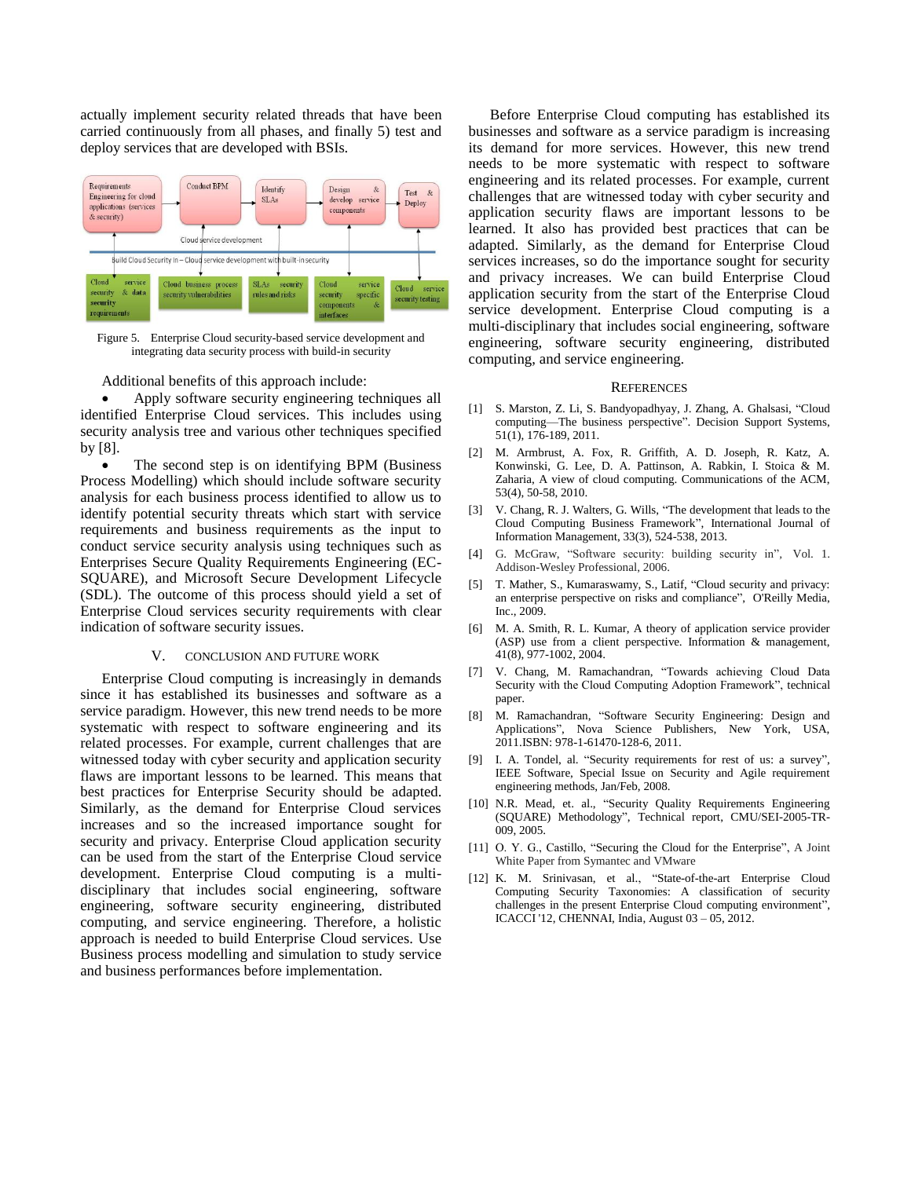actually implement security related threads that have been carried continuously from all phases, and finally 5) test and deploy services that are developed with BSIs.

Requirements Engineering for cloud applications (services & security)

Conduct BPM

Identify SLAs

Design & develop service components

Test & Deploy

Cloud service development

Build Cloud Security In – Cloud service development with built-in security

Cloud service security & data security requirements

Cloud business process security vulnerabilities

SLAs security rules and risks

Cloud service security specific components & interfaces

Cloud service security testing

Figure 5. Enterprise Cloud security-based service development and integrating data security process with build-in security

Additional benefits of this approach include:

- Apply software security engineering techniques all identified Enterprise Cloud services. This includes using security analysis tree and various other techniques specified by [8].
- The second step is on identifying BPM (Business Process Modelling) which should include software security analysis for each business process identified to allow us to identify potential security threats which start with service requirements and business requirements as the input to conduct service security analysis using techniques such as Enterprises Secure Quality Requirements Engineering (EC-SQUARE), and Microsoft Secure Development Lifecycle (SDL). The outcome of this process should yield a set of Enterprise Cloud services security requirements with clear indication of software security issues.

## V. CONCLUSION AND FUTURE WORK

Enterprise Cloud computing is increasingly in demands since it has established its businesses and software as a service paradigm. However, this new trend needs to be more systematic with respect to software engineering and its related processes. For example, current challenges that are witnessed today with cyber security and application security flaws are important lessons to be learned. This means that best practices for Enterprise Security should be adapted. Similarly, as the demand for Enterprise Cloud services increases and so the increased importance sought for security and privacy. Enterprise Cloud application security can be used from the start of the Enterprise Cloud service development. Enterprise Cloud computing is a multi-disciplinary that includes social engineering, software engineering, software security engineering, distributed computing, and service engineering. Therefore, a holistic approach is needed to build Enterprise Cloud services. Use Business process modelling and simulation to study service and business performances before implementation.

Before Enterprise Cloud computing has established its businesses and software as a service paradigm is increasing its demand for more services. However, this new trend needs to be more systematic with respect to software engineering and its related processes. For example, current challenges that are witnessed today with cyber security and application security flaws are important lessons to be learned. It also has provided best practices that can be adapted. Similarly, as the demand for Enterprise Cloud services increases, so do the importance sought for security and privacy increases. We can build Enterprise Cloud application security from the start of the Enterprise Cloud service development. Enterprise Cloud computing is a multi-disciplinary that includes social engineering, software engineering, software security engineering, distributed computing, and service engineering.

## REFERENCES

[1] S. Marston, Z. Li, S. Bandyopadhyay, J. Zhang, A. Ghalsasi, "Cloud computing—The business perspective". Decision Support Systems, 51(1), 176-189, 2011.

[2] M. Armbrust, A. Fox, R. Griffith, A. D. Joseph, R. Katz, A. Konwinski, G. Lee, D. A. Pattinson, A. Rabkin, I. Stoica & M. Zaharia, A view of cloud computing. Communications of the ACM, 53(4), 50-58, 2010.

[3] V. Chang, R. J. Walters, G. Wills, "The development that leads to the Cloud Computing Business Framework", International Journal of Information Management, 33(3), 524-538, 2013.

[4] G. McGraw, "Software security: building security in", Vol. 1. Addison-Wesley Professional, 2006.

[5] T. Mather, S., Kumaraswamy, S., Latif, "Cloud security and privacy: an enterprise perspective on risks and compliance", O'Reilly Media, Inc., 2009.

[6] M. A. Smith, R. L. Kumar, A theory of application service provider (ASP) use from a client perspective. Information & management, 41(8), 977-1002, 2004.

[7] V. Chang, M. Ramachandran, "Towards achieving Cloud Data Security with the Cloud Computing Adoption Framework", technical paper.

[8] M. Ramachandran, "Software Security Engineering: Design and Applications", Nova Science Publishers, New York, USA, 2011.ISBN: 978-1-61470-128-6, 2011.

[9] I. A. Tondel, al. "Security requirements for rest of us: a survey", IEEE Software, Special Issue on Security and Agile requirement engineering methods, Jan/Feb, 2008.

[10] N.R. Mead, et. al., "Security Quality Requirements Engineering (SQUARE) Methodology", Technical report, CMU/SEI-2005-TR-009, 2005.

[11] O. Y. G., Castillo, "Securing the Cloud for the Enterprise", A Joint White Paper from Symantec and VMware

[12] K. M. Srinivasan, et al., "State-of-the-art Enterprise Cloud Computing Security Taxonomies: A classification of security challenges in the present Enterprise Cloud computing environment", ICACCI '12, CHENNAI, India, August 03 – 05, 2012.